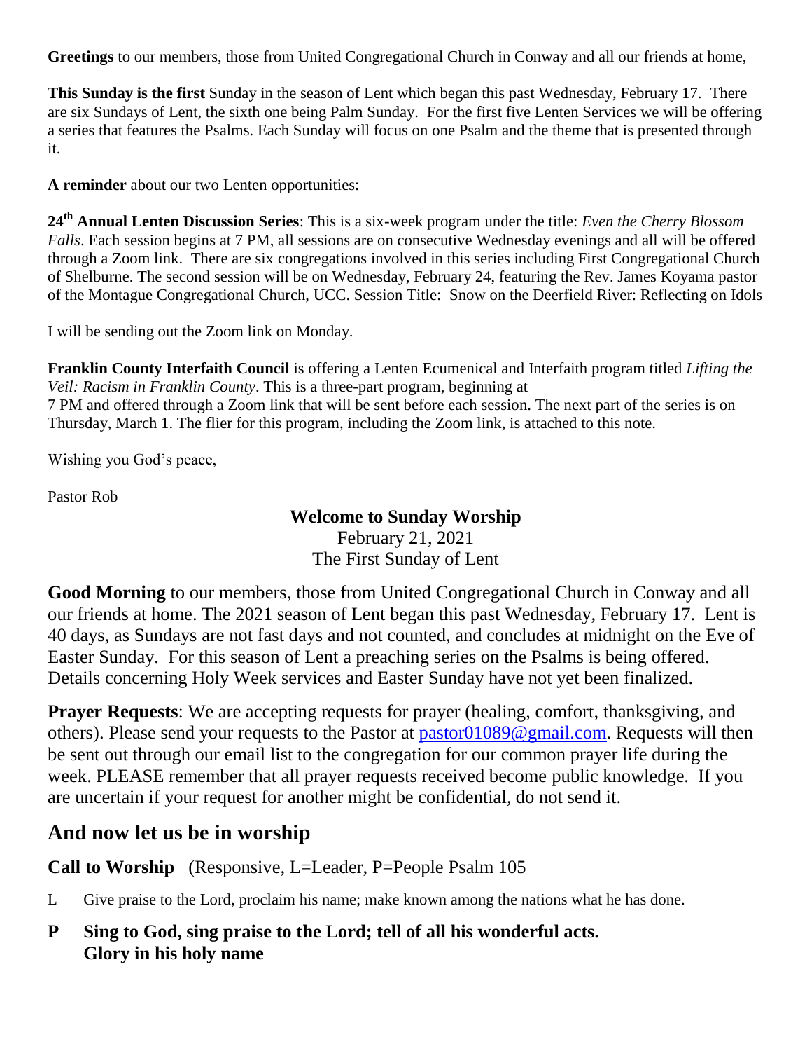**Greetings** to our members, those from United Congregational Church in Conway and all our friends at home,

**This Sunday is the first** Sunday in the season of Lent which began this past Wednesday, February 17. There are six Sundays of Lent, the sixth one being Palm Sunday. For the first five Lenten Services we will be offering a series that features the Psalms. Each Sunday will focus on one Psalm and the theme that is presented through it.

**A reminder** about our two Lenten opportunities:

**24th Annual Lenten Discussion Series**: This is a six-week program under the title: *Even the Cherry Blossom Falls*. Each session begins at 7 PM, all sessions are on consecutive Wednesday evenings and all will be offered through a Zoom link. There are six congregations involved in this series including First Congregational Church of Shelburne. The second session will be on Wednesday, February 24, featuring the Rev. James Koyama pastor of the Montague Congregational Church, UCC. Session Title: Snow on the Deerfield River: Reflecting on Idols

I will be sending out the Zoom link on Monday.

**Franklin County Interfaith Council** is offering a Lenten Ecumenical and Interfaith program titled *Lifting the Veil: Racism in Franklin County*. This is a three-part program, beginning at 7 PM and offered through a Zoom link that will be sent before each session. The next part of the series is on Thursday, March 1. The flier for this program, including the Zoom link, is attached to this note.

Wishing you God's peace,

Pastor Rob

**Welcome to Sunday Worship**
February 21, 2021
The First Sunday of Lent

**Good Morning** to our members, those from United Congregational Church in Conway and all our friends at home. The 2021 season of Lent began this past Wednesday, February 17. Lent is 40 days, as Sundays are not fast days and not counted, and concludes at midnight on the Eve of Easter Sunday. For this season of Lent a preaching series on the Psalms is being offered. Details concerning Holy Week services and Easter Sunday have not yet been finalized.

**Prayer Requests**: We are accepting requests for prayer (healing, comfort, thanksgiving, and others). Please send your requests to the Pastor at pastor01089@gmail.com. Requests will then be sent out through our email list to the congregation for our common prayer life during the week. PLEASE remember that all prayer requests received become public knowledge. If you are uncertain if your request for another might be confidential, do not send it.

## And now let us be in worship

**Call to Worship** (Responsive, L=Leader, P=People Psalm 105

L Give praise to the Lord, proclaim his name; make known among the nations what he has done.

**P Sing to God, sing praise to the Lord; tell of all his wonderful acts. Glory in his holy name**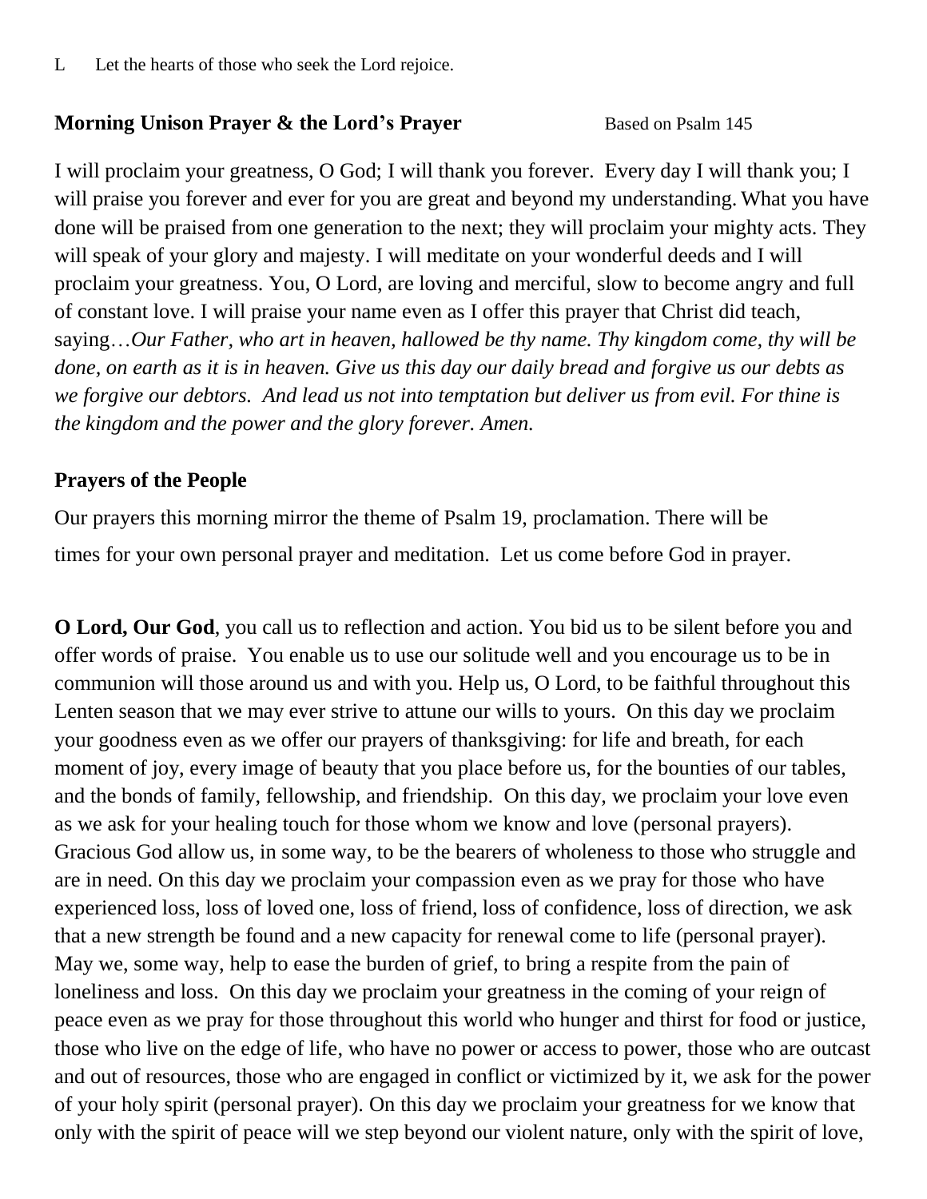L Let the hearts of those who seek the Lord rejoice.

**Morning Unison Prayer & the Lord's Prayer** Based on Psalm 145

I will proclaim your greatness, O God; I will thank you forever. Every day I will thank you; I will praise you forever and ever for you are great and beyond my understanding. What you have done will be praised from one generation to the next; they will proclaim your mighty acts. They will speak of your glory and majesty. I will meditate on your wonderful deeds and I will proclaim your greatness. You, O Lord, are loving and merciful, slow to become angry and full of constant love. I will praise your name even as I offer this prayer that Christ did teach, saying…*Our Father, who art in heaven, hallowed be thy name. Thy kingdom come, thy will be done, on earth as it is in heaven. Give us this day our daily bread and forgive us our debts as we forgive our debtors. And lead us not into temptation but deliver us from evil. For thine is the kingdom and the power and the glory forever. Amen.*

**Prayers of the People**

Our prayers this morning mirror the theme of Psalm 19, proclamation. There will be times for your own personal prayer and meditation. Let us come before God in prayer.

**O Lord, Our God**, you call us to reflection and action. You bid us to be silent before you and offer words of praise. You enable us to use our solitude well and you encourage us to be in communion will those around us and with you. Help us, O Lord, to be faithful throughout this Lenten season that we may ever strive to attune our wills to yours. On this day we proclaim your goodness even as we offer our prayers of thanksgiving: for life and breath, for each moment of joy, every image of beauty that you place before us, for the bounties of our tables, and the bonds of family, fellowship, and friendship. On this day, we proclaim your love even as we ask for your healing touch for those whom we know and love (personal prayers). Gracious God allow us, in some way, to be the bearers of wholeness to those who struggle and are in need. On this day we proclaim your compassion even as we pray for those who have experienced loss, loss of loved one, loss of friend, loss of confidence, loss of direction, we ask that a new strength be found and a new capacity for renewal come to life (personal prayer). May we, some way, help to ease the burden of grief, to bring a respite from the pain of loneliness and loss. On this day we proclaim your greatness in the coming of your reign of peace even as we pray for those throughout this world who hunger and thirst for food or justice, those who live on the edge of life, who have no power or access to power, those who are outcast and out of resources, those who are engaged in conflict or victimized by it, we ask for the power of your holy spirit (personal prayer). On this day we proclaim your greatness for we know that only with the spirit of peace will we step beyond our violent nature, only with the spirit of love,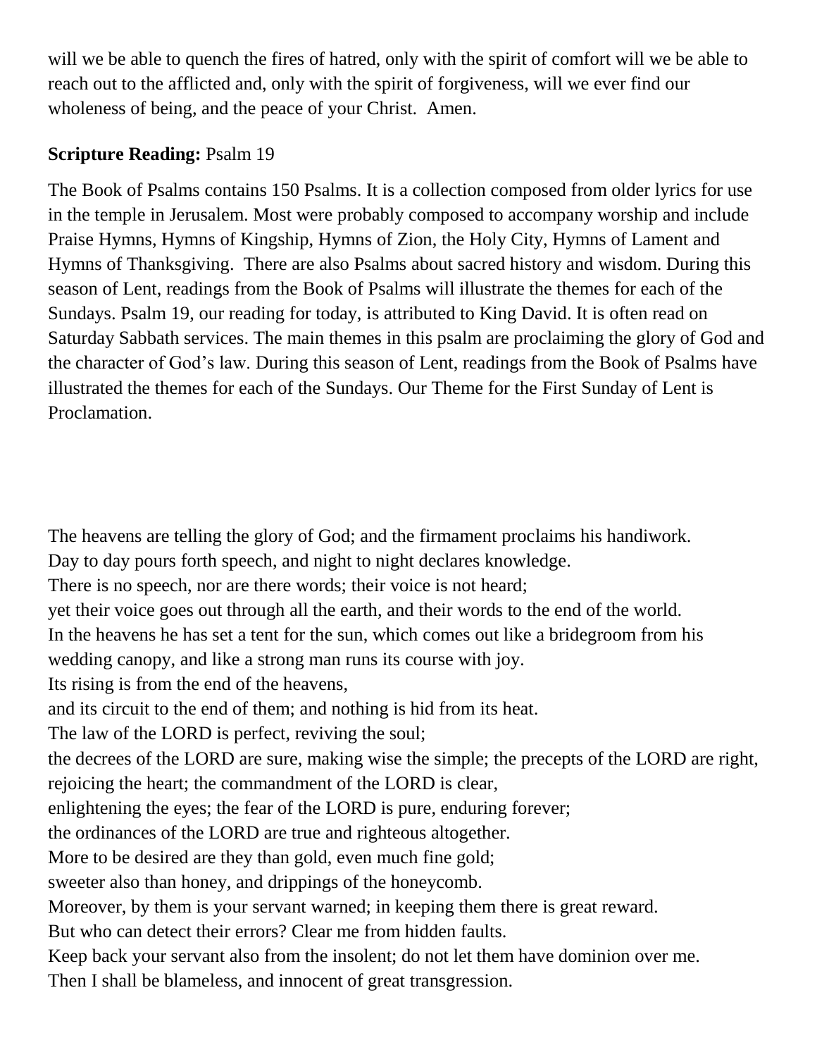will we be able to quench the fires of hatred, only with the spirit of comfort will we be able to reach out to the afflicted and, only with the spirit of forgiveness, will we ever find our wholeness of being, and the peace of your Christ. Amen.

**Scripture Reading:** Psalm 19

The Book of Psalms contains 150 Psalms. It is a collection composed from older lyrics for use in the temple in Jerusalem. Most were probably composed to accompany worship and include Praise Hymns, Hymns of Kingship, Hymns of Zion, the Holy City, Hymns of Lament and Hymns of Thanksgiving. There are also Psalms about sacred history and wisdom. During this season of Lent, readings from the Book of Psalms will illustrate the themes for each of the Sundays. Psalm 19, our reading for today, is attributed to King David. It is often read on Saturday Sabbath services. The main themes in this psalm are proclaiming the glory of God and the character of God's law. During this season of Lent, readings from the Book of Psalms have illustrated the themes for each of the Sundays. Our Theme for the First Sunday of Lent is Proclamation.

The heavens are telling the glory of God; and the firmament proclaims his handiwork.
Day to day pours forth speech, and night to night declares knowledge.
There is no speech, nor are there words; their voice is not heard;
yet their voice goes out through all the earth, and their words to the end of the world.
In the heavens he has set a tent for the sun, which comes out like a bridegroom from his wedding canopy, and like a strong man runs its course with joy.
Its rising is from the end of the heavens,
and its circuit to the end of them; and nothing is hid from its heat.
The law of the LORD is perfect, reviving the soul;
the decrees of the LORD are sure, making wise the simple; the precepts of the LORD are right, rejoicing the heart; the commandment of the LORD is clear,
enlightening the eyes; the fear of the LORD is pure, enduring forever;
the ordinances of the LORD are true and righteous altogether.
More to be desired are they than gold, even much fine gold;
sweeter also than honey, and drippings of the honeycomb.
Moreover, by them is your servant warned; in keeping them there is great reward.
But who can detect their errors? Clear me from hidden faults.
Keep back your servant also from the insolent; do not let them have dominion over me.
Then I shall be blameless, and innocent of great transgression.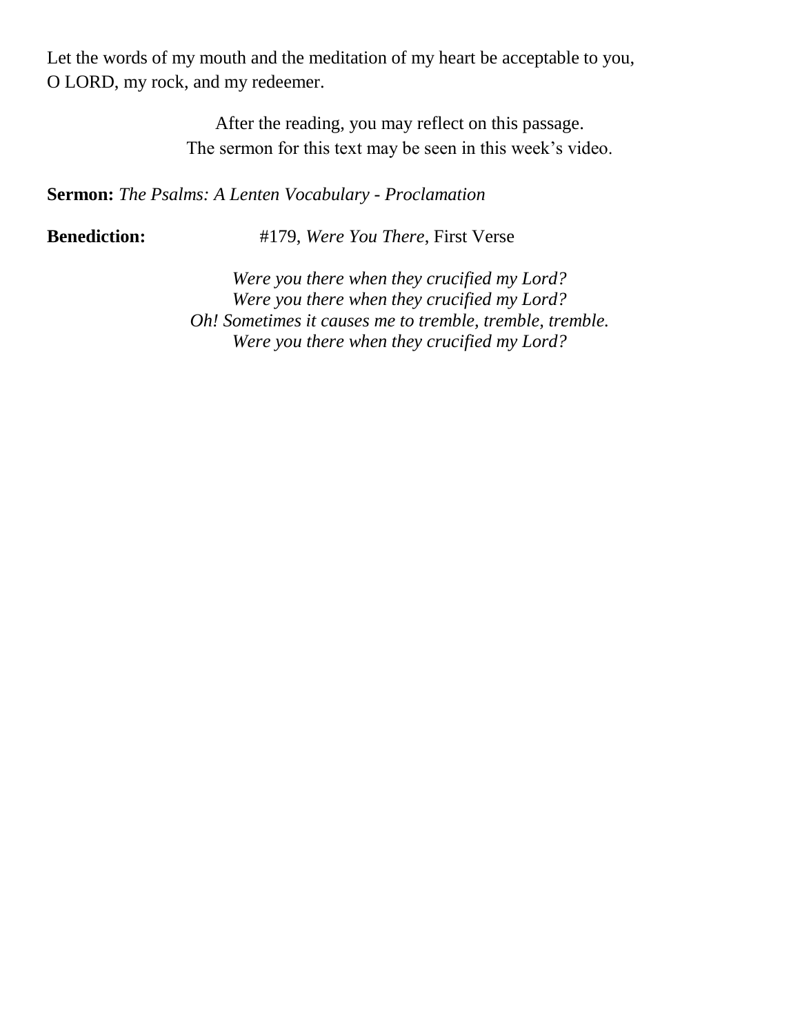Let the words of my mouth and the meditation of my heart be acceptable to you,
O LORD, my rock, and my redeemer.

After the reading, you may reflect on this passage.
The sermon for this text may be seen in this week's video.

**Sermon:** *The Psalms: A Lenten Vocabulary - Proclamation*

**Benediction:** #179, *Were You There*, First Verse

*Were you there when they crucified my Lord?*
*Were you there when they crucified my Lord?*
*Oh! Sometimes it causes me to tremble, tremble, tremble.*
*Were you there when they crucified my Lord?*